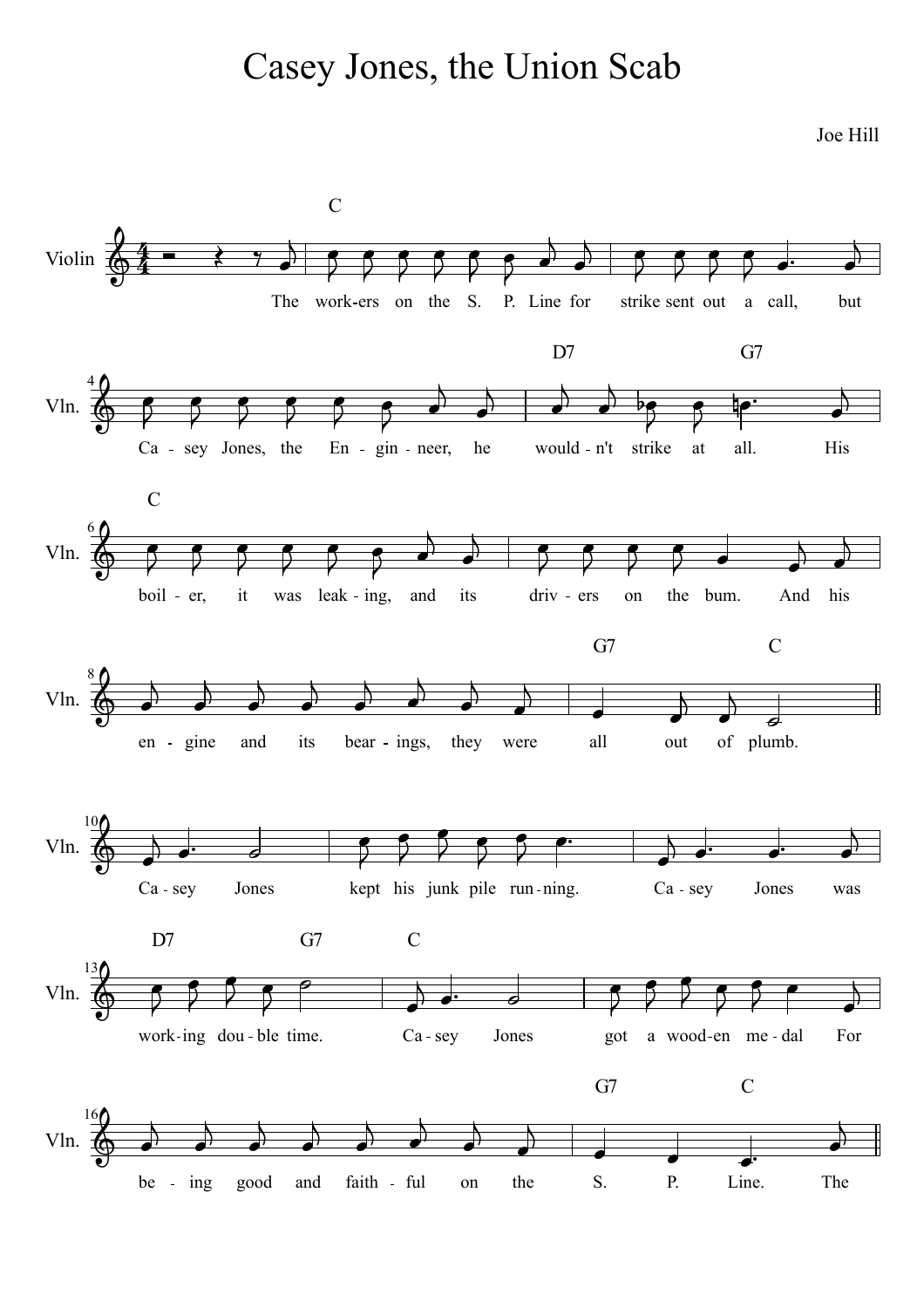# Casey Jones, the Union Scab

Joe Hill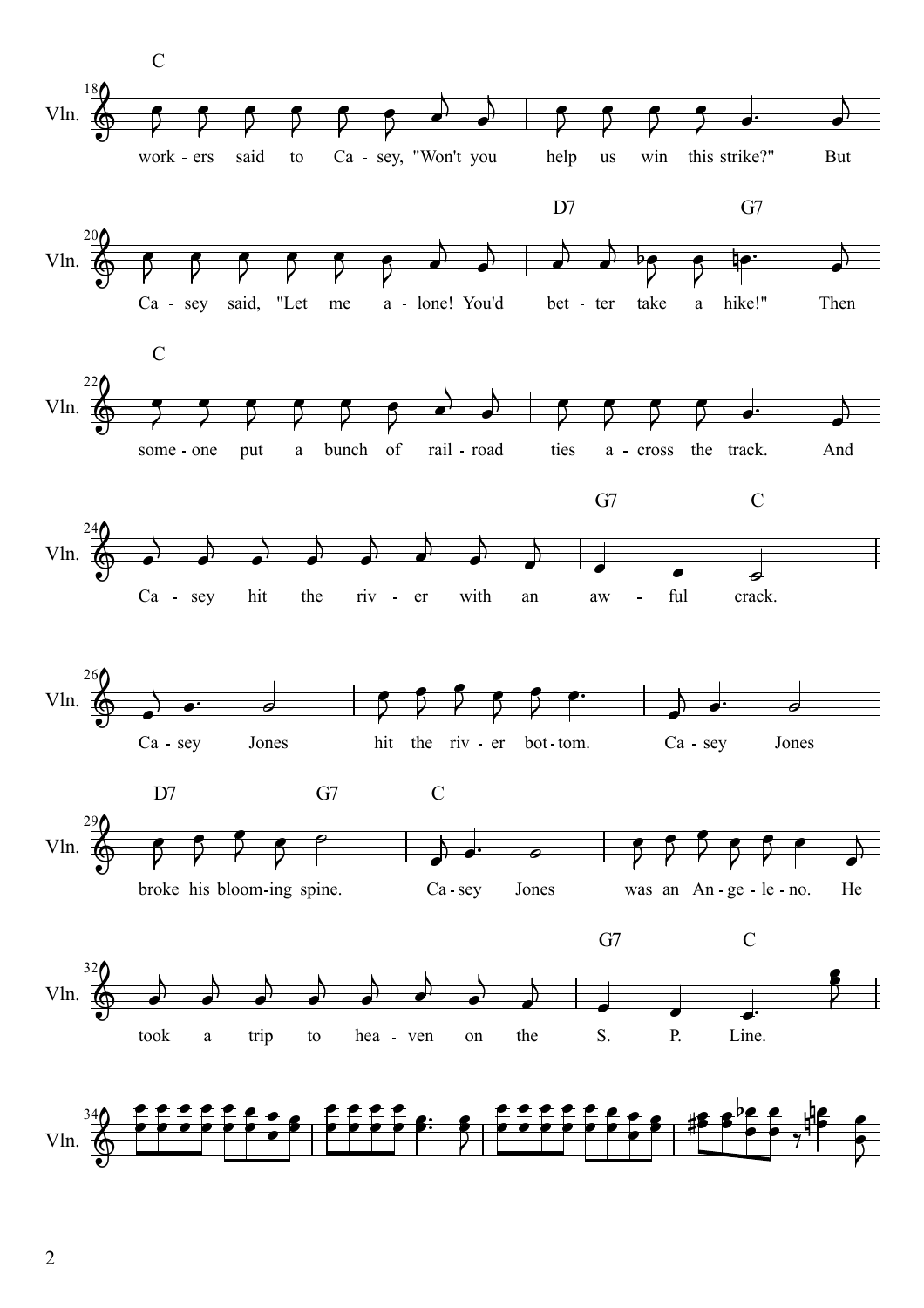work - ers said to Ca - sey, "Won't you help us win this strike?" But

Ca - sey said, "Let me a - lone! You'd bet - ter take a hike!" Then

some - one put a bunch of rail - road ties a - cross the track. And

Ca - sey hit the riv - er with an aw - ful crack.

Ca - sey Jones hit the riv - er bot - tom. Ca - sey Jones

broke his bloom - ing spine. Ca - sey Jones was an An - ge - le - no. He

took a trip to hea - ven on the S. P. Line.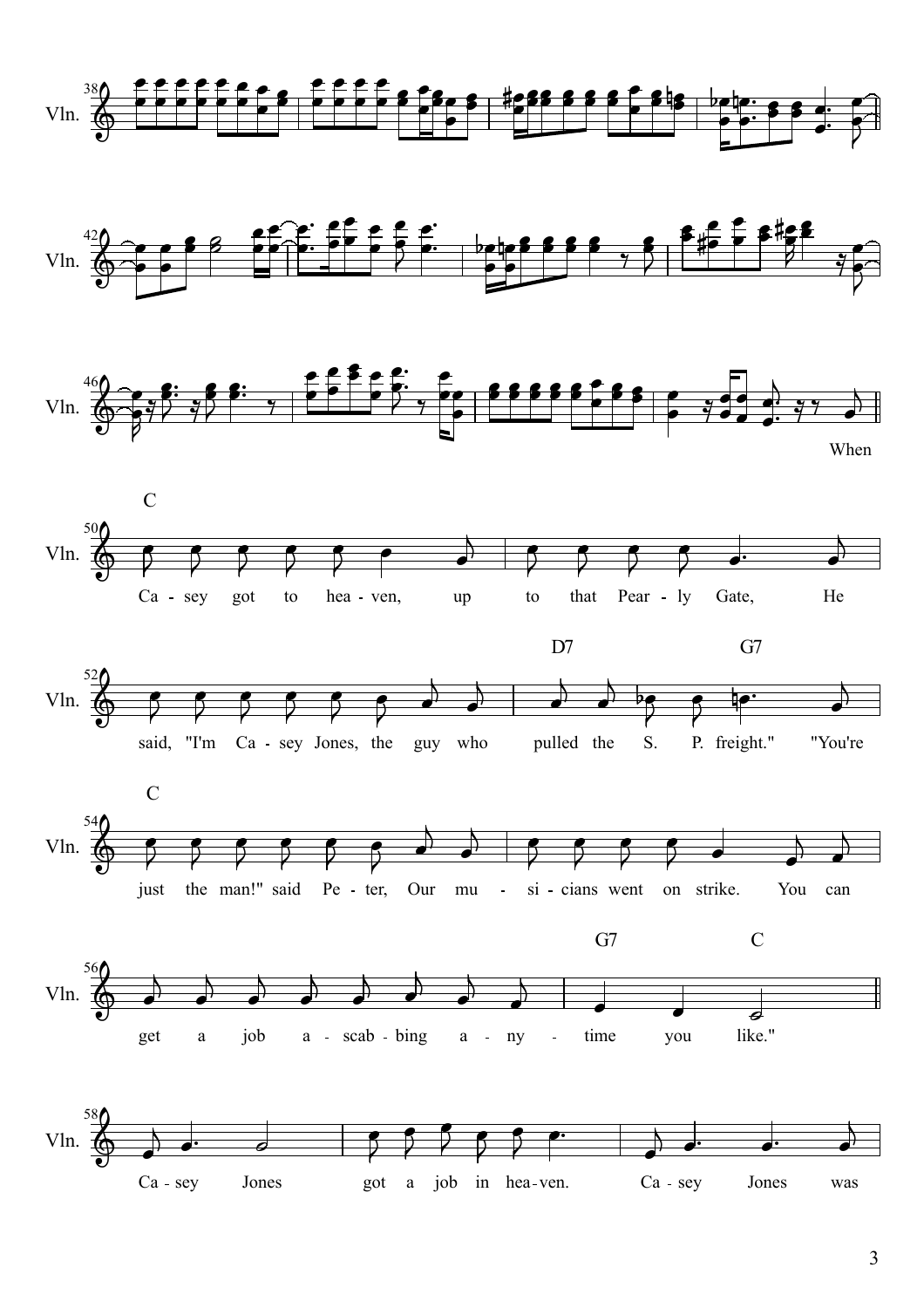When

C

Ca - sey got to hea - ven, up to that Pear - ly Gate, He

D7 G7

said, "I'm Ca - sey Jones, the guy who pulled the S. P. freight." "You're

C

just the man!" said Pe - ter, Our mu - si - cians went on strike. You can

G7 C

get a job a - scab - bing a - ny - time you like."

Ca - sey Jones got a job in hea - ven. Ca - sey Jones was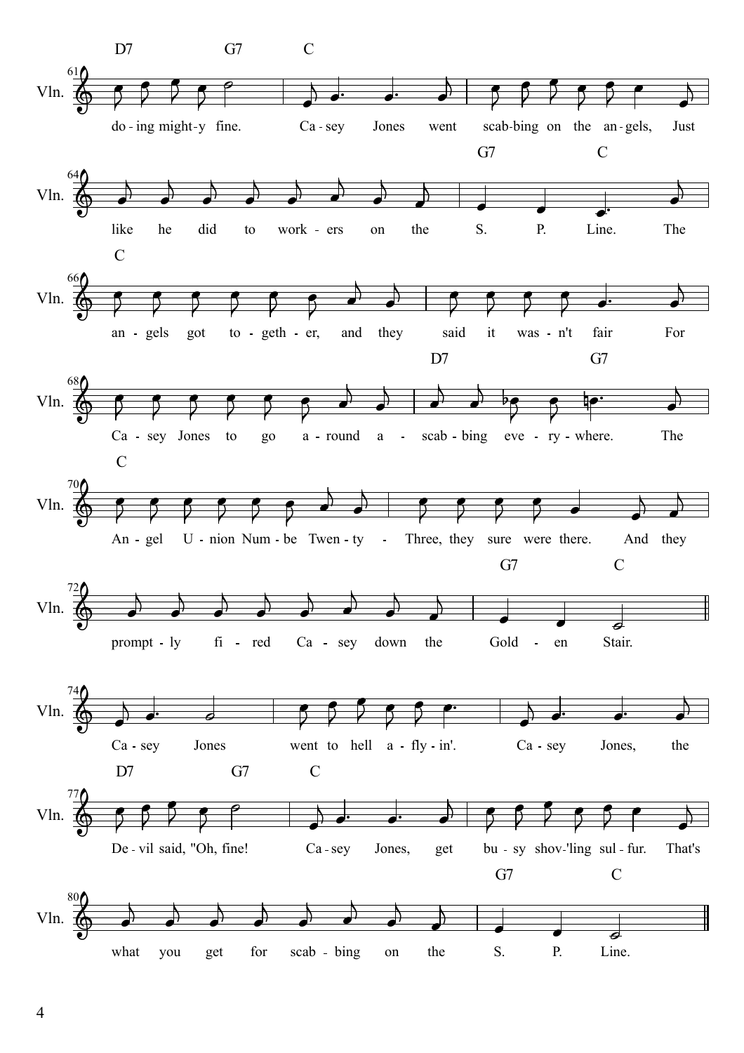doing mighty fine. Casey Jones went scabbing on the angels, Just like he did to workers on the S. P. Line. The angels got together, and they said it wasn't fair For Casey Jones to go around a-scabbing everywhere. The Angel Union Numbe Twenty-Three, they sure were there. And they promptly fired Casey down the Golden Stair.

Casey Jones went to hell a-flyin'. Casey Jones, the Devil said, "Oh, fine! Casey Jones, get busy shov'ling sulfur. That's what you get for scabbing on the S. P. Line.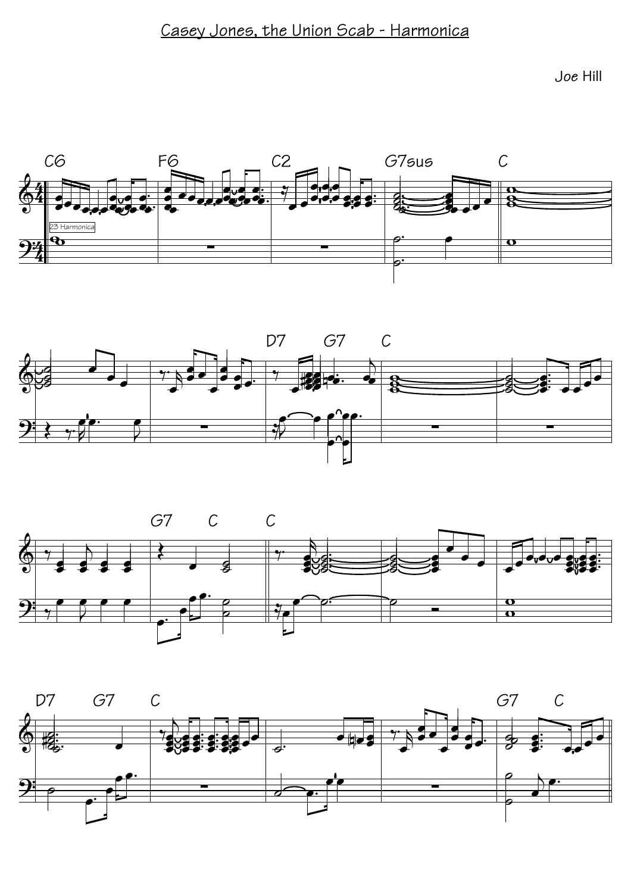# Casey Jones, the Union Scab - Harmonica

Joe Hill

C6 F6 C2 G7sus C

23 Harmonica

D7 G7 C

G7 C C

D7 G7 C G7 C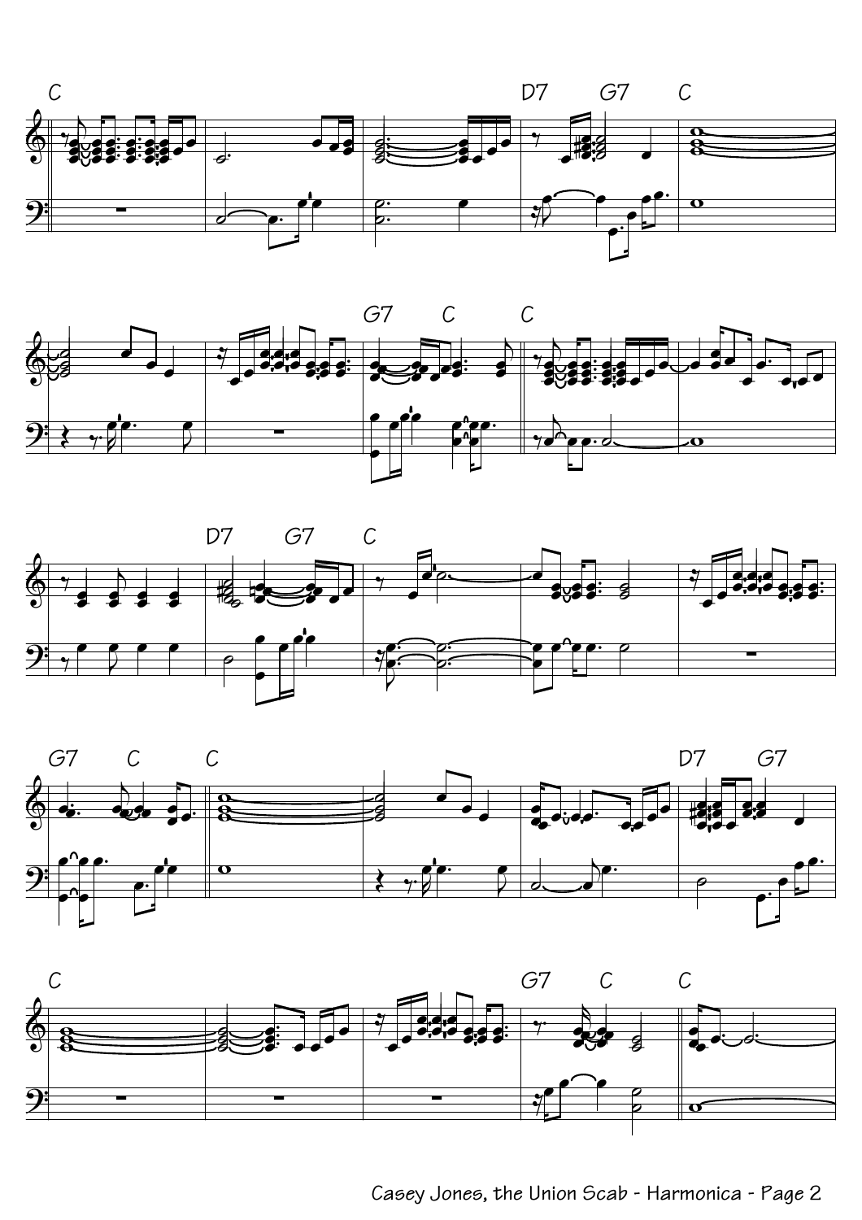C

D7 G7 C

G7 C C

D7 G7 C

G7 C C

D7 G7

C

G7 C C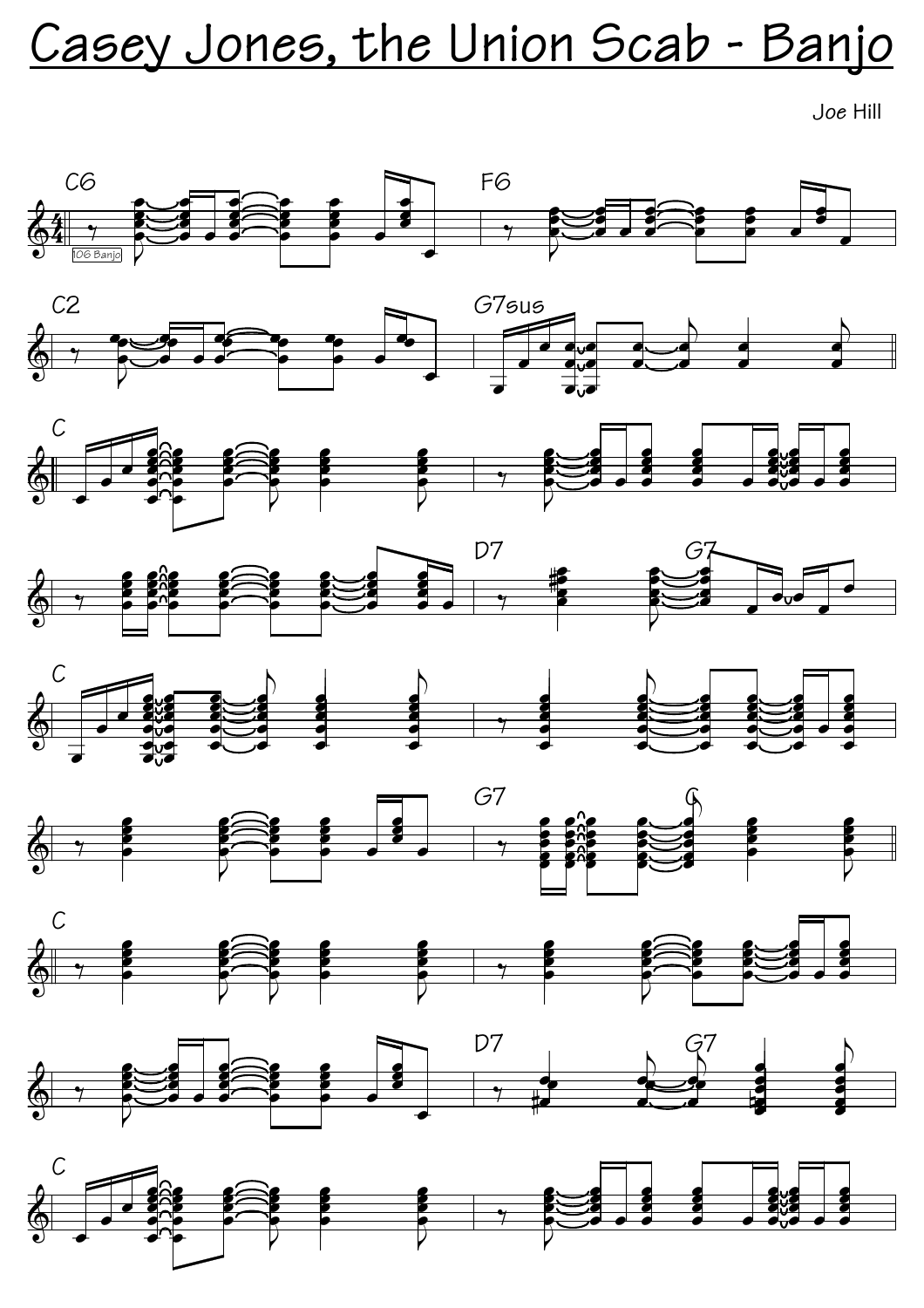# Casey Jones, the Union Scab - Banjo

Joe Hill

C6 F6

C2 G7sus

C

D7 G7

C

G7 C

C

D7 G7

C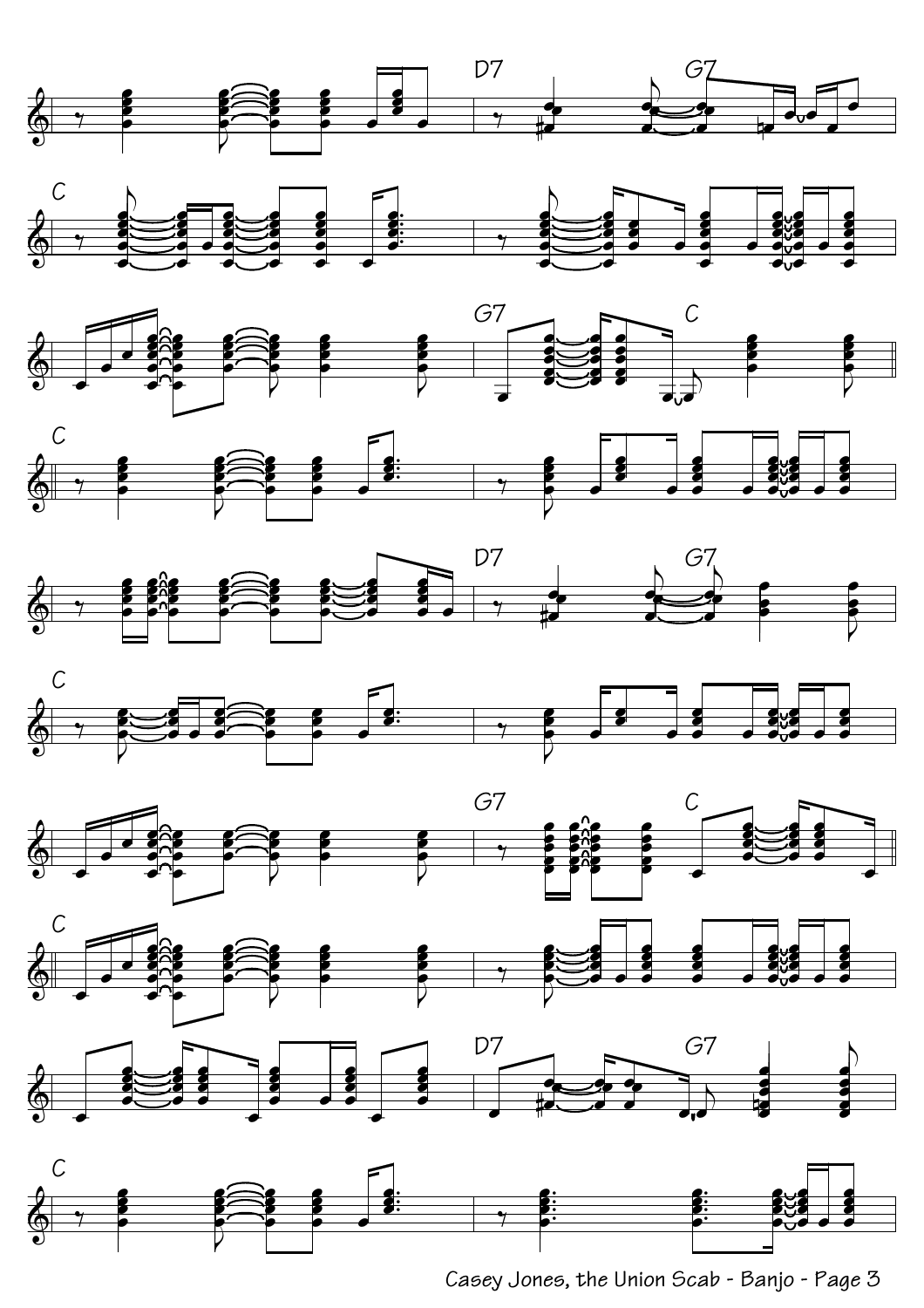D7 G7

C

G7 C

C

D7 G7

C

G7 C

C

D7 G7

C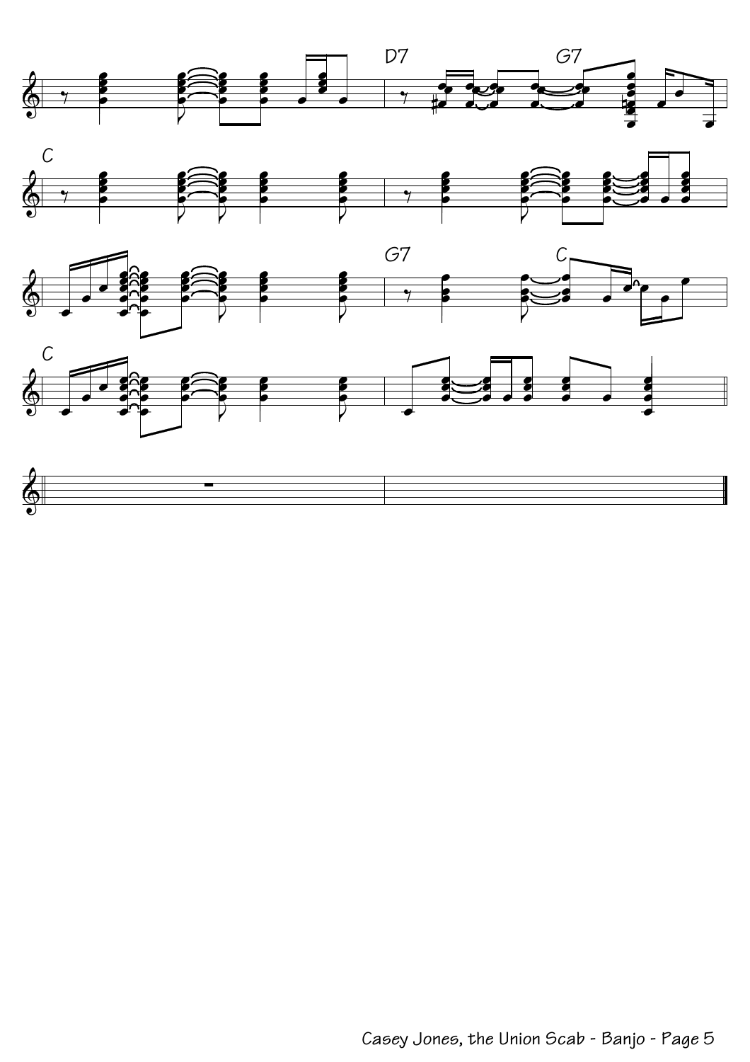D7 G7

C

G7 C

C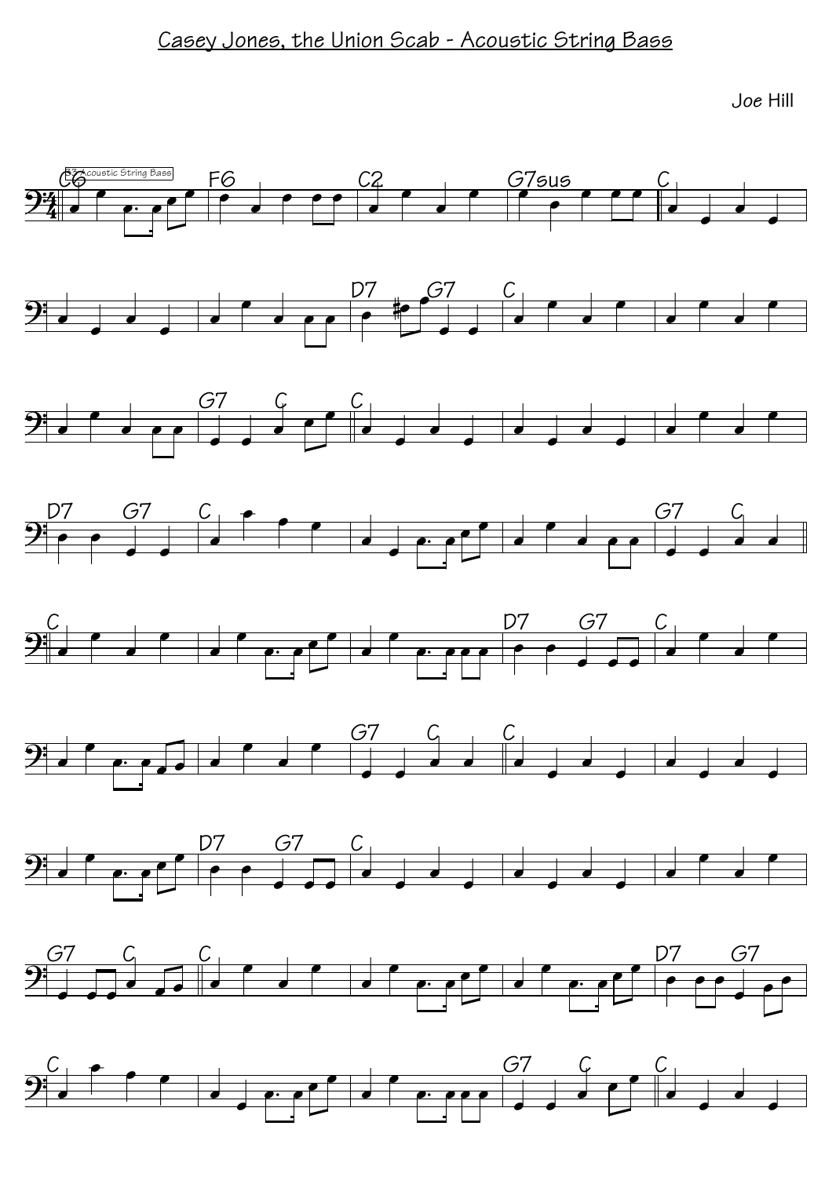# Casey Jones, the Union Scab - Acoustic String Bass

Joe Hill